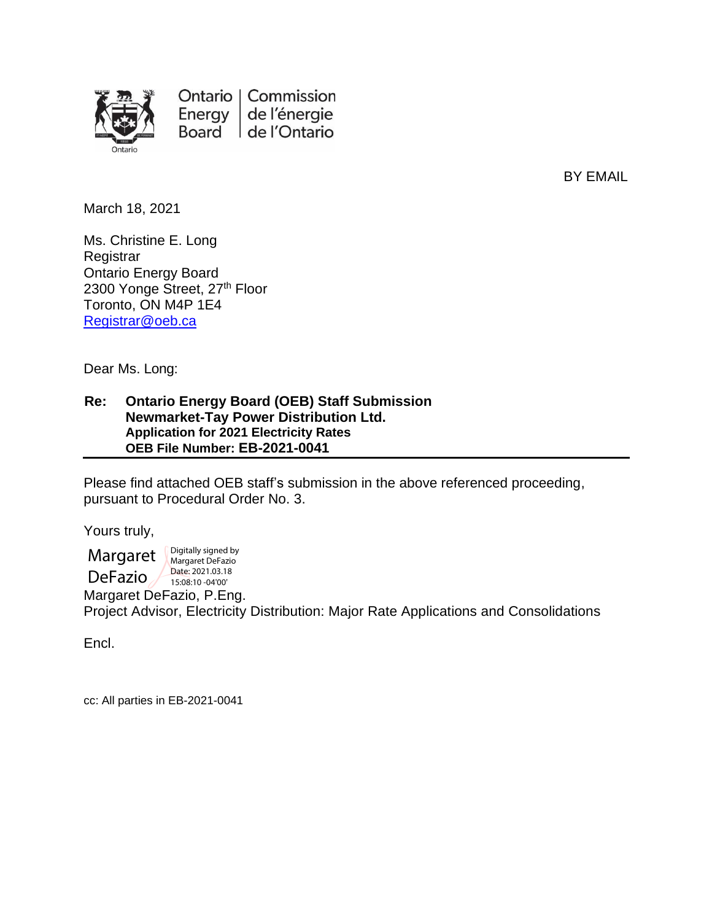Ontario Energy Board | Commission de l'énergie de l'Ontario

BY EMAIL

March 18, 2021

Ms. Christine E. Long
Registrar
Ontario Energy Board
2300 Yonge Street, 27th Floor
Toronto, ON M4P 1E4
Registrar@oeb.ca

Dear Ms. Long:

**Re: Ontario Energy Board (OEB) Staff Submission**
**Newmarket-Tay Power Distribution Ltd.**
**Application for 2021 Electricity Rates**
**OEB File Number: EB-2021-0041**

Please find attached OEB staff's submission in the above referenced proceeding, pursuant to Procedural Order No. 3.

Yours truly,

Margaret DeFazio
Digitally signed by Margaret DeFazio
Date: 2021.03.18 15:08:10 -04'00'

Margaret DeFazio, P.Eng.
Project Advisor, Electricity Distribution: Major Rate Applications and Consolidations

Encl.

cc: All parties in EB-2021-0041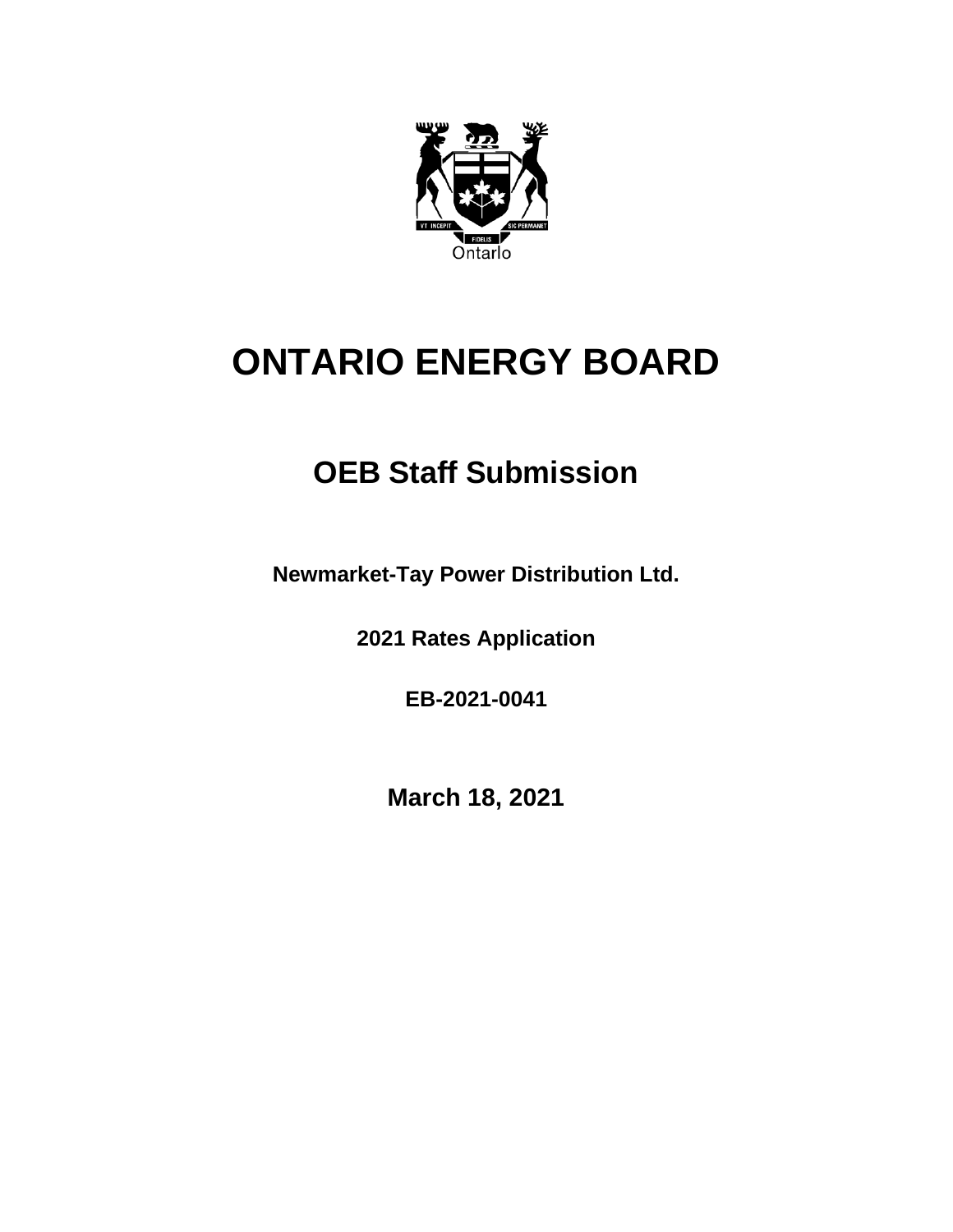# ONTARIO ENERGY BOARD

## OEB Staff Submission

**Newmarket-Tay Power Distribution Ltd.**

**2021 Rates Application**

**EB-2021-0041**

**March 18, 2021**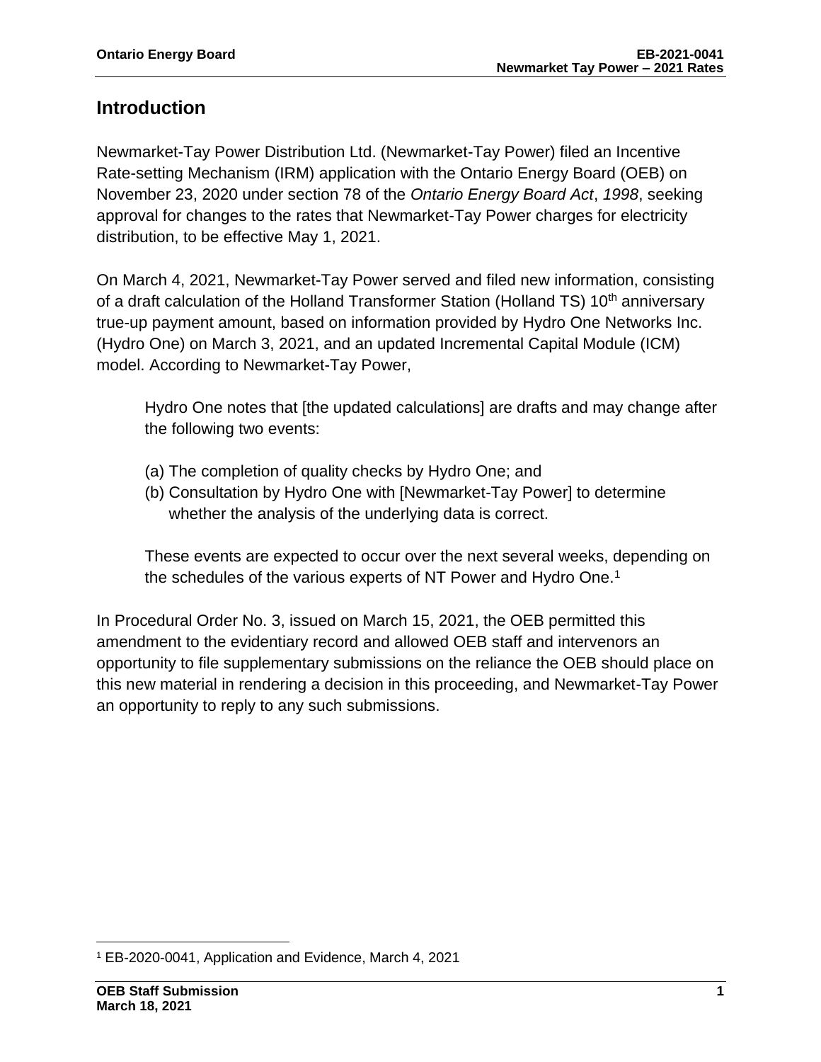## Introduction

Newmarket-Tay Power Distribution Ltd. (Newmarket-Tay Power) filed an Incentive Rate-setting Mechanism (IRM) application with the Ontario Energy Board (OEB) on November 23, 2020 under section 78 of the *Ontario Energy Board Act*, *1998*, seeking approval for changes to the rates that Newmarket-Tay Power charges for electricity distribution, to be effective May 1, 2021.

On March 4, 2021, Newmarket-Tay Power served and filed new information, consisting of a draft calculation of the Holland Transformer Station (Holland TS) 10th anniversary true-up payment amount, based on information provided by Hydro One Networks Inc. (Hydro One) on March 3, 2021, and an updated Incremental Capital Module (ICM) model. According to Newmarket-Tay Power,

> Hydro One notes that [the updated calculations] are drafts and may change after the following two events:
>
> (a) The completion of quality checks by Hydro One; and
> (b) Consultation by Hydro One with [Newmarket-Tay Power] to determine whether the analysis of the underlying data is correct.
>
> These events are expected to occur over the next several weeks, depending on the schedules of the various experts of NT Power and Hydro One.[1]

In Procedural Order No. 3, issued on March 15, 2021, the OEB permitted this amendment to the evidentiary record and allowed OEB staff and intervenors an opportunity to file supplementary submissions on the reliance the OEB should place on this new material in rendering a decision in this proceeding, and Newmarket-Tay Power an opportunity to reply to any such submissions.

[1] EB-2020-0041, Application and Evidence, March 4, 2021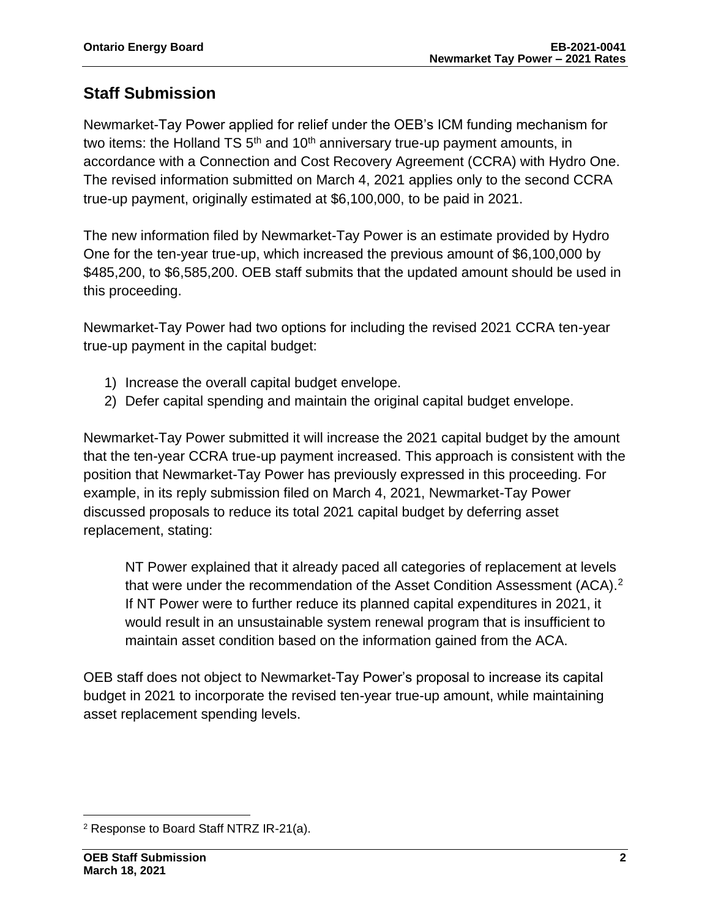## Staff Submission

Newmarket-Tay Power applied for relief under the OEB's ICM funding mechanism for two items: the Holland TS 5th and 10th anniversary true-up payment amounts, in accordance with a Connection and Cost Recovery Agreement (CCRA) with Hydro One. The revised information submitted on March 4, 2021 applies only to the second CCRA true-up payment, originally estimated at $6,100,000, to be paid in 2021.

The new information filed by Newmarket-Tay Power is an estimate provided by Hydro One for the ten-year true-up, which increased the previous amount of $6,100,000 by $485,200, to $6,585,200. OEB staff submits that the updated amount should be used in this proceeding.

Newmarket-Tay Power had two options for including the revised 2021 CCRA ten-year true-up payment in the capital budget:

1) Increase the overall capital budget envelope.
2) Defer capital spending and maintain the original capital budget envelope.

Newmarket-Tay Power submitted it will increase the 2021 capital budget by the amount that the ten-year CCRA true-up payment increased. This approach is consistent with the position that Newmarket-Tay Power has previously expressed in this proceeding. For example, in its reply submission filed on March 4, 2021, Newmarket-Tay Power discussed proposals to reduce its total 2021 capital budget by deferring asset replacement, stating:

> NT Power explained that it already paced all categories of replacement at levels that were under the recommendation of the Asset Condition Assessment (ACA).[2] If NT Power were to further reduce its planned capital expenditures in 2021, it would result in an unsustainable system renewal program that is insufficient to maintain asset condition based on the information gained from the ACA.

OEB staff does not object to Newmarket-Tay Power's proposal to increase its capital budget in 2021 to incorporate the revised ten-year true-up amount, while maintaining asset replacement spending levels.

[2] Response to Board Staff NTRZ IR-21(a).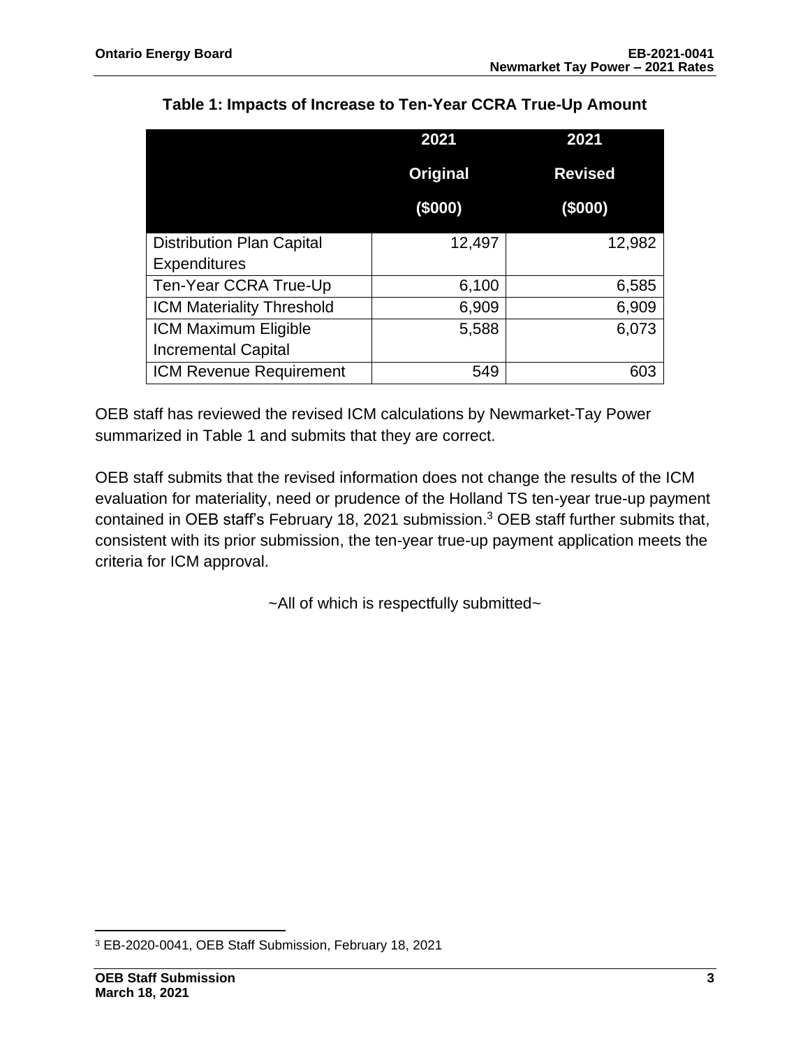**Table 1: Impacts of Increase to Ten-Year CCRA True-Up Amount**

| | 2021 Original ($000) | 2021 Revised ($000) |
|---|---|---|
| Distribution Plan Capital Expenditures | 12,497 | 12,982 |
| Ten-Year CCRA True-Up | 6,100 | 6,585 |
| ICM Materiality Threshold | 6,909 | 6,909 |
| ICM Maximum Eligible Incremental Capital | 5,588 | 6,073 |
| ICM Revenue Requirement | 549 | 603 |

OEB staff has reviewed the revised ICM calculations by Newmarket-Tay Power summarized in Table 1 and submits that they are correct.

OEB staff submits that the revised information does not change the results of the ICM evaluation for materiality, need or prudence of the Holland TS ten-year true-up payment contained in OEB staff's February 18, 2021 submission.[3] OEB staff further submits that, consistent with its prior submission, the ten-year true-up payment application meets the criteria for ICM approval.

~All of which is respectfully submitted~

[3] EB-2020-0041, OEB Staff Submission, February 18, 2021